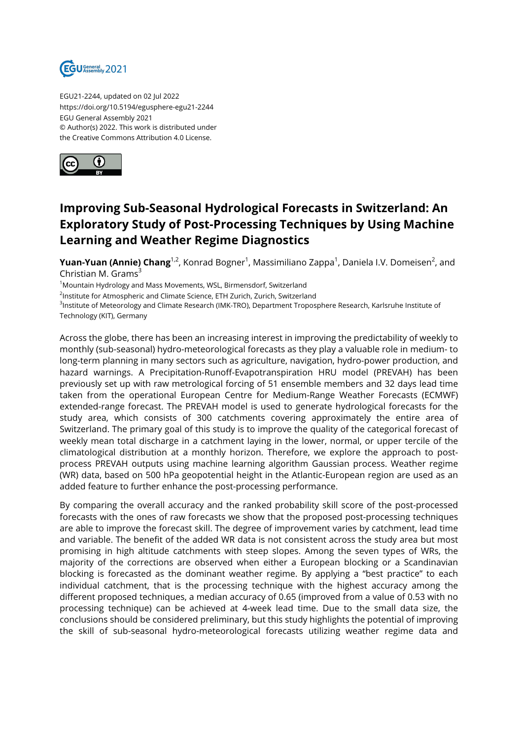EGU21-2244, updated on 02 Jul 2022
https://doi.org/10.5194/egusphere-egu21-2244
EGU General Assembly 2021
© Author(s) 2022. This work is distributed under
the Creative Commons Attribution 4.0 License.

# Improving Sub-Seasonal Hydrological Forecasts in Switzerland: An Exploratory Study of Post-Processing Techniques by Using Machine Learning and Weather Regime Diagnostics

**Yuan-Yuan (Annie) Chang**[1,2], Konrad Bogner[1], Massimiliano Zappa[1], Daniela I.V. Domeisen[2], and Christian M. Grams[3]

[1]Mountain Hydrology and Mass Movements, WSL, Birmensdorf, Switzerland
[2]Institute for Atmospheric and Climate Science, ETH Zurich, Zurich, Switzerland
[3]Institute of Meteorology and Climate Research (IMK-TRO), Department Troposphere Research, Karlsruhe Institute of Technology (KIT), Germany

Across the globe, there has been an increasing interest in improving the predictability of weekly to monthly (sub-seasonal) hydro-meteorological forecasts as they play a valuable role in medium- to long-term planning in many sectors such as agriculture, navigation, hydro-power production, and hazard warnings. A Precipitation-Runoff-Evapotranspiration HRU model (PREVAH) has been previously set up with raw metrological forcing of 51 ensemble members and 32 days lead time taken from the operational European Centre for Medium-Range Weather Forecasts (ECMWF) extended-range forecast. The PREVAH model is used to generate hydrological forecasts for the study area, which consists of 300 catchments covering approximately the entire area of Switzerland. The primary goal of this study is to improve the quality of the categorical forecast of weekly mean total discharge in a catchment laying in the lower, normal, or upper tercile of the climatological distribution at a monthly horizon. Therefore, we explore the approach to post-process PREVAH outputs using machine learning algorithm Gaussian process. Weather regime (WR) data, based on 500 hPa geopotential height in the Atlantic-European region are used as an added feature to further enhance the post-processing performance.

By comparing the overall accuracy and the ranked probability skill score of the post-processed forecasts with the ones of raw forecasts we show that the proposed post-processing techniques are able to improve the forecast skill. The degree of improvement varies by catchment, lead time and variable. The benefit of the added WR data is not consistent across the study area but most promising in high altitude catchments with steep slopes. Among the seven types of WRs, the majority of the corrections are observed when either a European blocking or a Scandinavian blocking is forecasted as the dominant weather regime. By applying a "best practice" to each individual catchment, that is the processing technique with the highest accuracy among the different proposed techniques, a median accuracy of 0.65 (improved from a value of 0.53 with no processing technique) can be achieved at 4-week lead time. Due to the small data size, the conclusions should be considered preliminary, but this study highlights the potential of improving the skill of sub-seasonal hydro-meteorological forecasts utilizing weather regime data and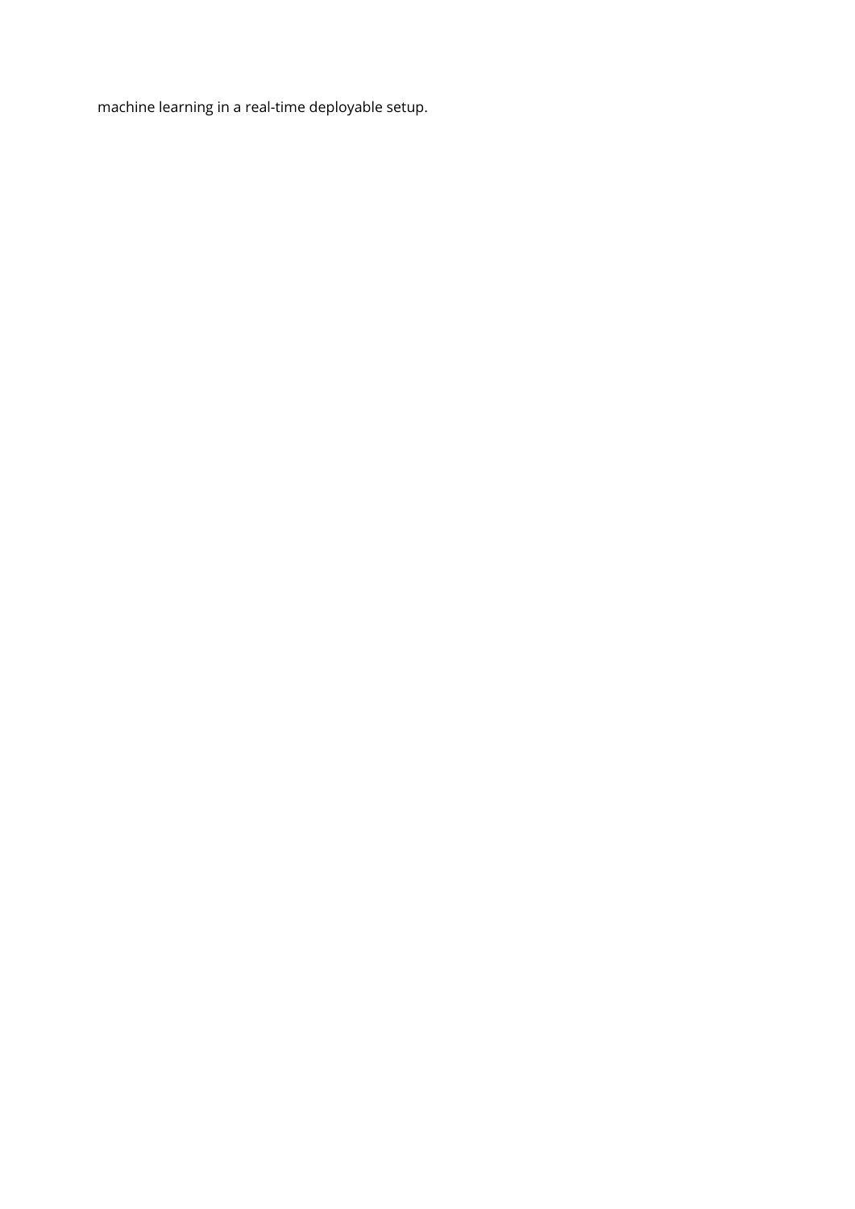machine learning in a real-time deployable setup.